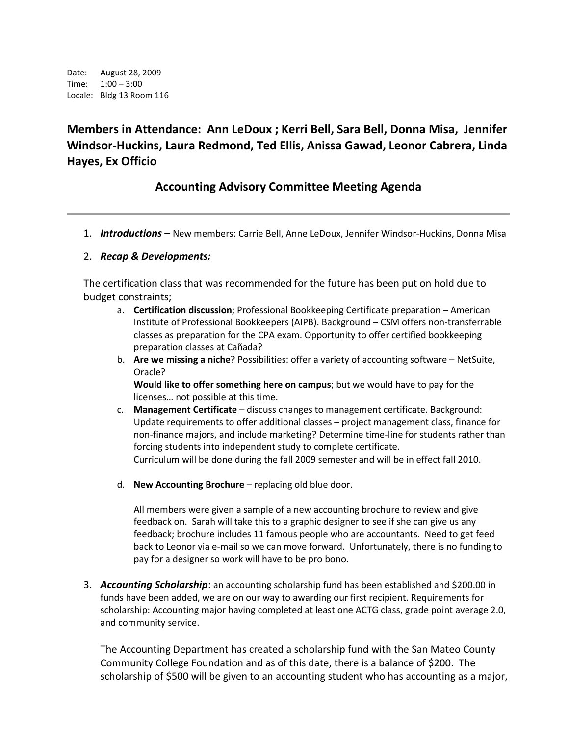Date: August 28, 2009
Time: 1:00 – 3:00
Locale: Bldg 13 Room 116

## Members in Attendance: Ann LeDoux ; Kerri Bell, Sara Bell, Donna Misa, Jennifer Windsor-Huckins, Laura Redmond, Ted Ellis, Anissa Gawad, Leonor Cabrera, Linda Hayes, Ex Officio

## Accounting Advisory Committee Meeting Agenda

---

1. ***Introductions*** – New members: Carrie Bell, Anne LeDoux, Jennifer Windsor-Huckins, Donna Misa

2. ***Recap & Developments:***

The certification class that was recommended for the future has been put on hold due to budget constraints;

   a. **Certification discussion**; Professional Bookkeeping Certificate preparation – American Institute of Professional Bookkeepers (AIPB). Background – CSM offers non-transferrable classes as preparation for the CPA exam. Opportunity to offer certified bookkeeping preparation classes at Cañada?

   b. **Are we missing a niche**? Possibilities: offer a variety of accounting software – NetSuite, Oracle?
   **Would like to offer something here on campus**; but we would have to pay for the licenses… not possible at this time.

   c. **Management Certificate** – discuss changes to management certificate. Background: Update requirements to offer additional classes – project management class, finance for non-finance majors, and include marketing? Determine time-line for students rather than forcing students into independent study to complete certificate.
   Curriculum will be done during the fall 2009 semester and will be in effect fall 2010.

   d. **New Accounting Brochure** – replacing old blue door.

   All members were given a sample of a new accounting brochure to review and give feedback on. Sarah will take this to a graphic designer to see if she can give us any feedback; brochure includes 11 famous people who are accountants. Need to get feed back to Leonor via e-mail so we can move forward. Unfortunately, there is no funding to pay for a designer so work will have to be pro bono.

3. ***Accounting Scholarship***: an accounting scholarship fund has been established and $200.00 in funds have been added, we are on our way to awarding our first recipient. Requirements for scholarship: Accounting major having completed at least one ACTG class, grade point average 2.0, and community service.

   The Accounting Department has created a scholarship fund with the San Mateo County Community College Foundation and as of this date, there is a balance of $200. The scholarship of $500 will be given to an accounting student who has accounting as a major,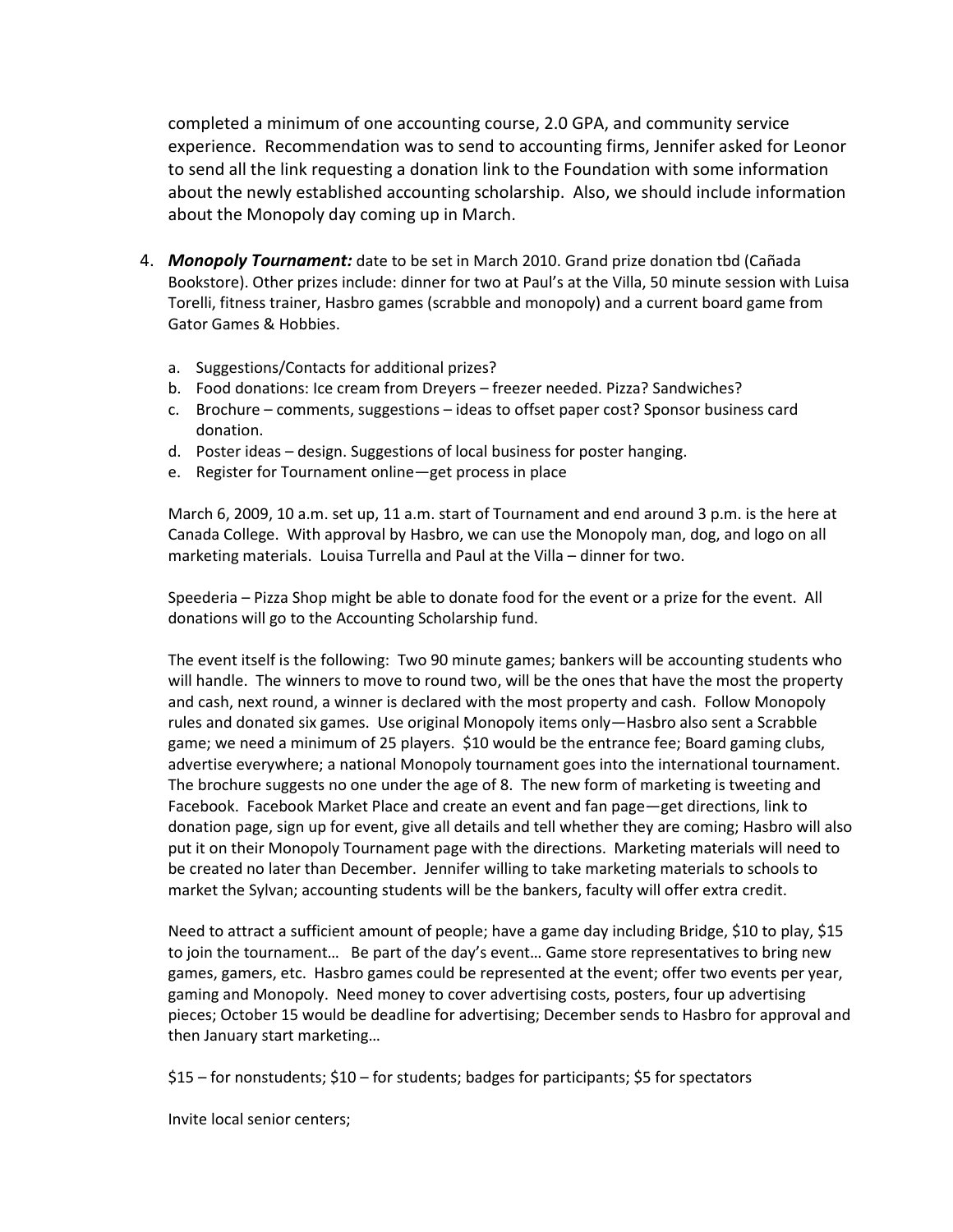completed a minimum of one accounting course, 2.0 GPA, and community service experience. Recommendation was to send to accounting firms, Jennifer asked for Leonor to send all the link requesting a donation link to the Foundation with some information about the newly established accounting scholarship. Also, we should include information about the Monopoly day coming up in March.

4. ***Monopoly Tournament:*** date to be set in March 2010. Grand prize donation tbd (Cañada Bookstore). Other prizes include: dinner for two at Paul's at the Villa, 50 minute session with Luisa Torelli, fitness trainer, Hasbro games (scrabble and monopoly) and a current board game from Gator Games & Hobbies.

   a. Suggestions/Contacts for additional prizes?
   b. Food donations: Ice cream from Dreyers – freezer needed. Pizza? Sandwiches?
   c. Brochure – comments, suggestions – ideas to offset paper cost? Sponsor business card donation.
   d. Poster ideas – design. Suggestions of local business for poster hanging.
   e. Register for Tournament online—get process in place

   March 6, 2009, 10 a.m. set up, 11 a.m. start of Tournament and end around 3 p.m. is the here at Canada College. With approval by Hasbro, we can use the Monopoly man, dog, and logo on all marketing materials. Louisa Turrella and Paul at the Villa – dinner for two.

   Speederia – Pizza Shop might be able to donate food for the event or a prize for the event. All donations will go to the Accounting Scholarship fund.

   The event itself is the following: Two 90 minute games; bankers will be accounting students who will handle. The winners to move to round two, will be the ones that have the most the property and cash, next round, a winner is declared with the most property and cash. Follow Monopoly rules and donated six games. Use original Monopoly items only—Hasbro also sent a Scrabble game; we need a minimum of 25 players. $10 would be the entrance fee; Board gaming clubs, advertise everywhere; a national Monopoly tournament goes into the international tournament. The brochure suggests no one under the age of 8. The new form of marketing is tweeting and Facebook. Facebook Market Place and create an event and fan page—get directions, link to donation page, sign up for event, give all details and tell whether they are coming; Hasbro will also put it on their Monopoly Tournament page with the directions. Marketing materials will need to be created no later than December. Jennifer willing to take marketing materials to schools to market the Sylvan; accounting students will be the bankers, faculty will offer extra credit.

   Need to attract a sufficient amount of people; have a game day including Bridge, $10 to play, $15 to join the tournament… Be part of the day's event… Game store representatives to bring new games, gamers, etc. Hasbro games could be represented at the event; offer two events per year, gaming and Monopoly. Need money to cover advertising costs, posters, four up advertising pieces; October 15 would be deadline for advertising; December sends to Hasbro for approval and then January start marketing…

   $15 – for nonstudents; $10 – for students; badges for participants; $5 for spectators

   Invite local senior centers;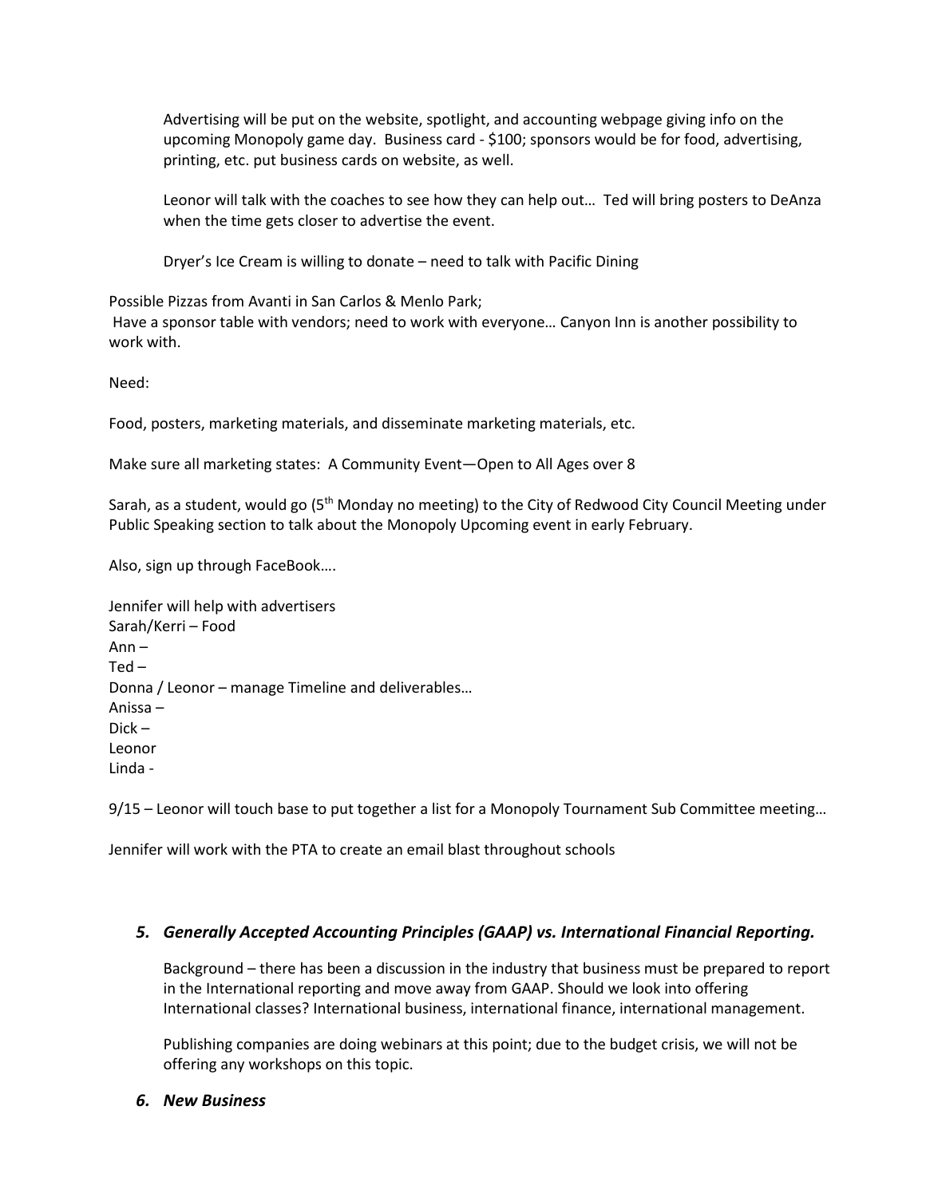Advertising will be put on the website, spotlight, and accounting webpage giving info on the upcoming Monopoly game day. Business card - $100; sponsors would be for food, advertising, printing, etc. put business cards on website, as well.

Leonor will talk with the coaches to see how they can help out… Ted will bring posters to DeAnza when the time gets closer to advertise the event.

Dryer's Ice Cream is willing to donate – need to talk with Pacific Dining

Possible Pizzas from Avanti in San Carlos & Menlo Park;
Have a sponsor table with vendors; need to work with everyone… Canyon Inn is another possibility to work with.

Need:

Food, posters, marketing materials, and disseminate marketing materials, etc.

Make sure all marketing states: A Community Event—Open to All Ages over 8

Sarah, as a student, would go (5th Monday no meeting) to the City of Redwood City Council Meeting under Public Speaking section to talk about the Monopoly Upcoming event in early February.

Also, sign up through FaceBook….

Jennifer will help with advertisers
Sarah/Kerri – Food
Ann –
Ted –
Donna / Leonor – manage Timeline and deliverables…
Anissa –
Dick –
Leonor
Linda -

9/15 – Leonor will touch base to put together a list for a Monopoly Tournament Sub Committee meeting…

Jennifer will work with the PTA to create an email blast throughout schools

### *5. Generally Accepted Accounting Principles (GAAP) vs. International Financial Reporting.*

Background – there has been a discussion in the industry that business must be prepared to report in the International reporting and move away from GAAP. Should we look into offering International classes? International business, international finance, international management.

Publishing companies are doing webinars at this point; due to the budget crisis, we will not be offering any workshops on this topic.

### *6. New Business*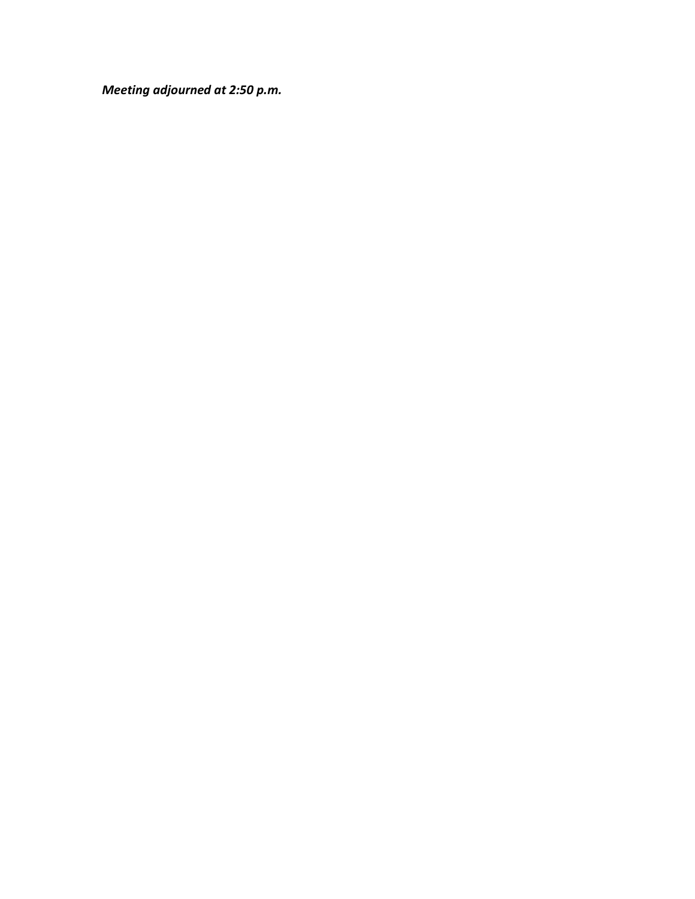***Meeting adjourned at 2:50 p.m.***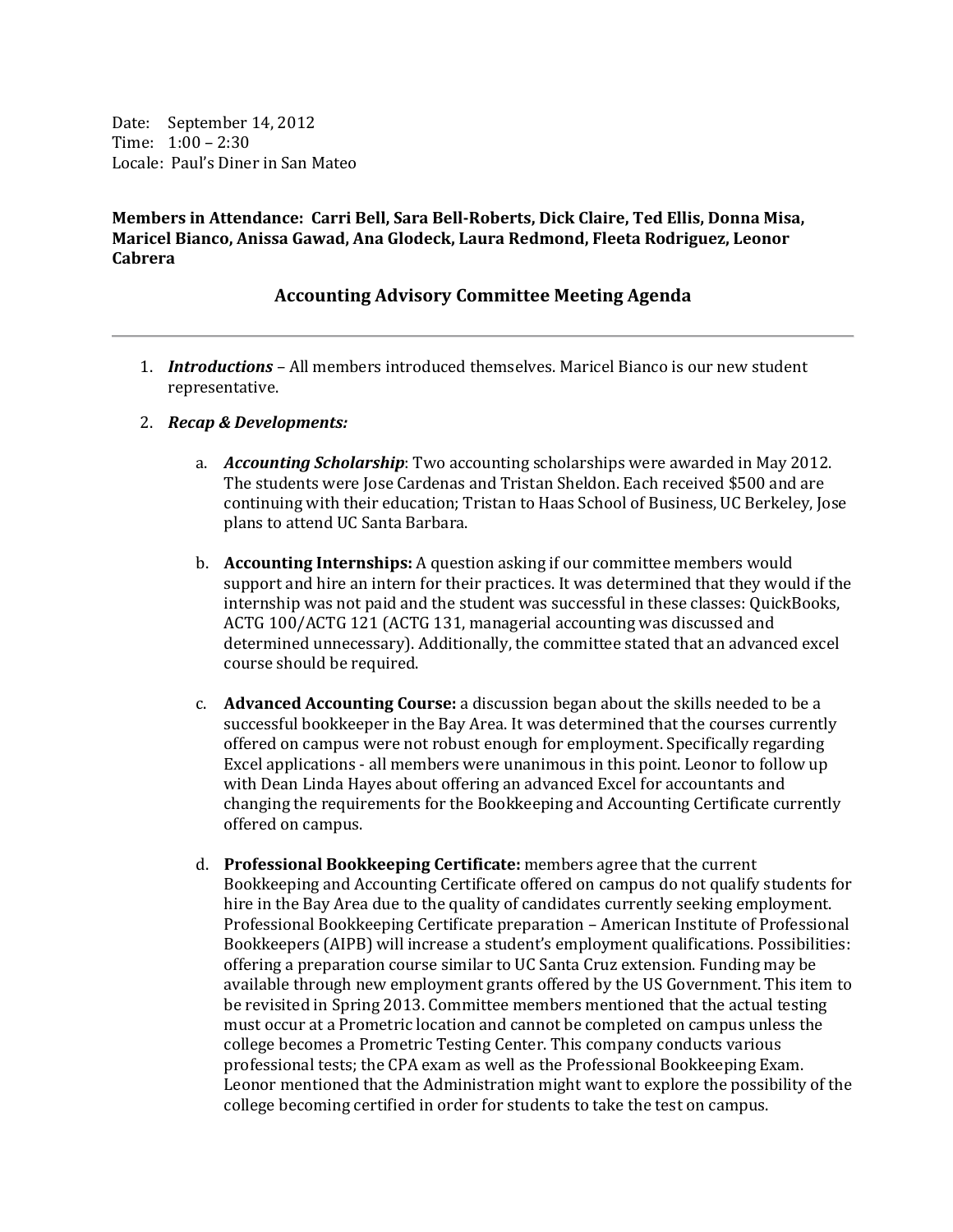Date: September 14, 2012
Time: 1:00 – 2:30
Locale: Paul's Diner in San Mateo

**Members in Attendance: Carri Bell, Sara Bell-Roberts, Dick Claire, Ted Ellis, Donna Misa, Maricel Bianco, Anissa Gawad, Ana Glodeck, Laura Redmond, Fleeta Rodriguez, Leonor Cabrera**

## Accounting Advisory Committee Meeting Agenda

---

1. ***Introductions*** – All members introduced themselves. Maricel Bianco is our new student representative.

2. ***Recap & Developments:***

   a. ***Accounting Scholarship***: Two accounting scholarships were awarded in May 2012. The students were Jose Cardenas and Tristan Sheldon. Each received $500 and are continuing with their education; Tristan to Haas School of Business, UC Berkeley, Jose plans to attend UC Santa Barbara.

   b. **Accounting Internships:** A question asking if our committee members would support and hire an intern for their practices. It was determined that they would if the internship was not paid and the student was successful in these classes: QuickBooks, ACTG 100/ACTG 121 (ACTG 131, managerial accounting was discussed and determined unnecessary). Additionally, the committee stated that an advanced excel course should be required.

   c. **Advanced Accounting Course:** a discussion began about the skills needed to be a successful bookkeeper in the Bay Area. It was determined that the courses currently offered on campus were not robust enough for employment. Specifically regarding Excel applications - all members were unanimous in this point. Leonor to follow up with Dean Linda Hayes about offering an advanced Excel for accountants and changing the requirements for the Bookkeeping and Accounting Certificate currently offered on campus.

   d. **Professional Bookkeeping Certificate:** members agree that the current Bookkeeping and Accounting Certificate offered on campus do not qualify students for hire in the Bay Area due to the quality of candidates currently seeking employment. Professional Bookkeeping Certificate preparation – American Institute of Professional Bookkeepers (AIPB) will increase a student's employment qualifications. Possibilities: offering a preparation course similar to UC Santa Cruz extension. Funding may be available through new employment grants offered by the US Government. This item to be revisited in Spring 2013. Committee members mentioned that the actual testing must occur at a Prometric location and cannot be completed on campus unless the college becomes a Prometric Testing Center. This company conducts various professional tests; the CPA exam as well as the Professional Bookkeeping Exam. Leonor mentioned that the Administration might want to explore the possibility of the college becoming certified in order for students to take the test on campus.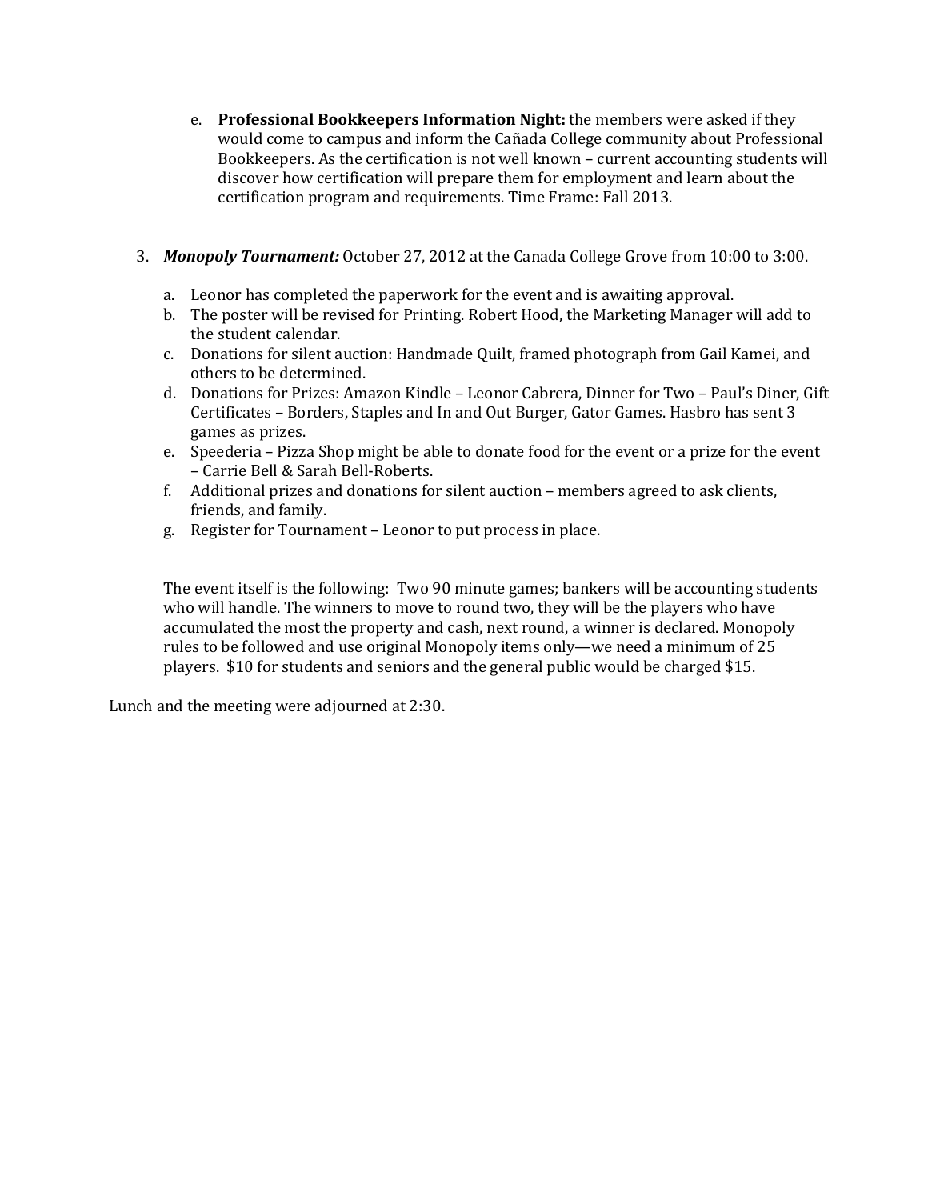e. **Professional Bookkeepers Information Night:** the members were asked if they would come to campus and inform the Cañada College community about Professional Bookkeepers. As the certification is not well known – current accounting students will discover how certification will prepare them for employment and learn about the certification program and requirements. Time Frame: Fall 2013.

3. ***Monopoly Tournament:*** October 27, 2012 at the Canada College Grove from 10:00 to 3:00.

   a. Leonor has completed the paperwork for the event and is awaiting approval.
   b. The poster will be revised for Printing. Robert Hood, the Marketing Manager will add to the student calendar.
   c. Donations for silent auction: Handmade Quilt, framed photograph from Gail Kamei, and others to be determined.
   d. Donations for Prizes: Amazon Kindle – Leonor Cabrera, Dinner for Two – Paul's Diner, Gift Certificates – Borders, Staples and In and Out Burger, Gator Games. Hasbro has sent 3 games as prizes.
   e. Speederia – Pizza Shop might be able to donate food for the event or a prize for the event – Carrie Bell & Sarah Bell-Roberts.
   f. Additional prizes and donations for silent auction – members agreed to ask clients, friends, and family.
   g. Register for Tournament – Leonor to put process in place.

   The event itself is the following: Two 90 minute games; bankers will be accounting students who will handle. The winners to move to round two, they will be the players who have accumulated the most the property and cash, next round, a winner is declared. Monopoly rules to be followed and use original Monopoly items only—we need a minimum of 25 players. $10 for students and seniors and the general public would be charged $15.

Lunch and the meeting were adjourned at 2:30.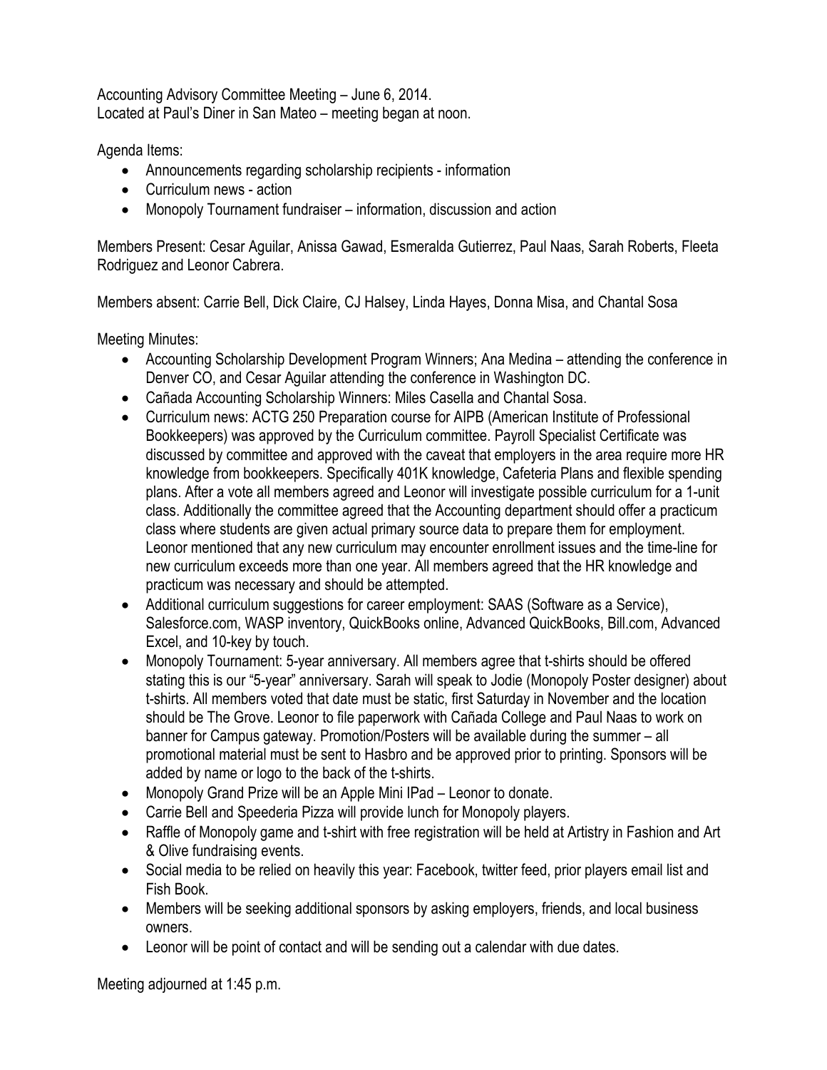Accounting Advisory Committee Meeting – June 6, 2014.
Located at Paul's Diner in San Mateo – meeting began at noon.

Agenda Items:

- Announcements regarding scholarship recipients - information
- Curriculum news - action
- Monopoly Tournament fundraiser – information, discussion and action

Members Present: Cesar Aguilar, Anissa Gawad, Esmeralda Gutierrez, Paul Naas, Sarah Roberts, Fleeta Rodriguez and Leonor Cabrera.

Members absent: Carrie Bell, Dick Claire, CJ Halsey, Linda Hayes, Donna Misa, and Chantal Sosa

Meeting Minutes:

- Accounting Scholarship Development Program Winners; Ana Medina – attending the conference in Denver CO, and Cesar Aguilar attending the conference in Washington DC.
- Cañada Accounting Scholarship Winners: Miles Casella and Chantal Sosa.
- Curriculum news: ACTG 250 Preparation course for AIPB (American Institute of Professional Bookkeepers) was approved by the Curriculum committee. Payroll Specialist Certificate was discussed by committee and approved with the caveat that employers in the area require more HR knowledge from bookkeepers. Specifically 401K knowledge, Cafeteria Plans and flexible spending plans. After a vote all members agreed and Leonor will investigate possible curriculum for a 1-unit class. Additionally the committee agreed that the Accounting department should offer a practicum class where students are given actual primary source data to prepare them for employment. Leonor mentioned that any new curriculum may encounter enrollment issues and the time-line for new curriculum exceeds more than one year. All members agreed that the HR knowledge and practicum was necessary and should be attempted.
- Additional curriculum suggestions for career employment: SAAS (Software as a Service), Salesforce.com, WASP inventory, QuickBooks online, Advanced QuickBooks, Bill.com, Advanced Excel, and 10-key by touch.
- Monopoly Tournament: 5-year anniversary. All members agree that t-shirts should be offered stating this is our "5-year" anniversary. Sarah will speak to Jodie (Monopoly Poster designer) about t-shirts. All members voted that date must be static, first Saturday in November and the location should be The Grove. Leonor to file paperwork with Cañada College and Paul Naas to work on banner for Campus gateway. Promotion/Posters will be available during the summer – all promotional material must be sent to Hasbro and be approved prior to printing. Sponsors will be added by name or logo to the back of the t-shirts.
- Monopoly Grand Prize will be an Apple Mini IPad – Leonor to donate.
- Carrie Bell and Speederia Pizza will provide lunch for Monopoly players.
- Raffle of Monopoly game and t-shirt with free registration will be held at Artistry in Fashion and Art & Olive fundraising events.
- Social media to be relied on heavily this year: Facebook, twitter feed, prior players email list and Fish Book.
- Members will be seeking additional sponsors by asking employers, friends, and local business owners.
- Leonor will be point of contact and will be sending out a calendar with due dates.

Meeting adjourned at 1:45 p.m.